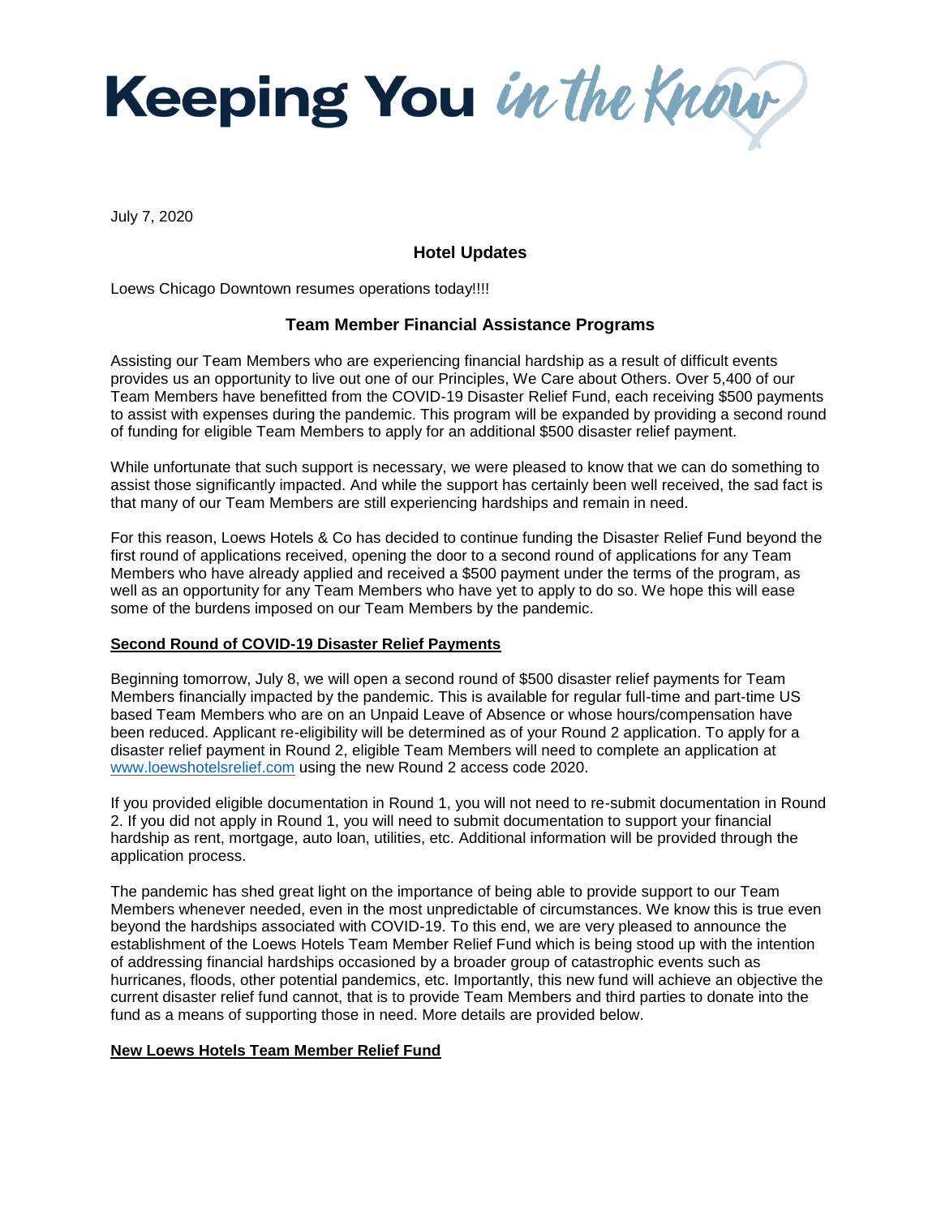# Keeping You *in the Know*

July 7, 2020

## Hotel Updates

Loews Chicago Downtown resumes operations today!!!!

## Team Member Financial Assistance Programs

Assisting our Team Members who are experiencing financial hardship as a result of difficult events provides us an opportunity to live out one of our Principles, We Care about Others. Over 5,400 of our Team Members have benefitted from the COVID-19 Disaster Relief Fund, each receiving $500 payments to assist with expenses during the pandemic. This program will be expanded by providing a second round of funding for eligible Team Members to apply for an additional $500 disaster relief payment.

While unfortunate that such support is necessary, we were pleased to know that we can do something to assist those significantly impacted. And while the support has certainly been well received, the sad fact is that many of our Team Members are still experiencing hardships and remain in need.

For this reason, Loews Hotels & Co has decided to continue funding the Disaster Relief Fund beyond the first round of applications received, opening the door to a second round of applications for any Team Members who have already applied and received a $500 payment under the terms of the program, as well as an opportunity for any Team Members who have yet to apply to do so. We hope this will ease some of the burdens imposed on our Team Members by the pandemic.

**Second Round of COVID-19 Disaster Relief Payments**

Beginning tomorrow, July 8, we will open a second round of $500 disaster relief payments for Team Members financially impacted by the pandemic. This is available for regular full-time and part-time US based Team Members who are on an Unpaid Leave of Absence or whose hours/compensation have been reduced. Applicant re-eligibility will be determined as of your Round 2 application. To apply for a disaster relief payment in Round 2, eligible Team Members will need to complete an application at www.loewshotelsrelief.com using the new Round 2 access code 2020.

If you provided eligible documentation in Round 1, you will not need to re-submit documentation in Round 2. If you did not apply in Round 1, you will need to submit documentation to support your financial hardship as rent, mortgage, auto loan, utilities, etc. Additional information will be provided through the application process.

The pandemic has shed great light on the importance of being able to provide support to our Team Members whenever needed, even in the most unpredictable of circumstances. We know this is true even beyond the hardships associated with COVID-19. To this end, we are very pleased to announce the establishment of the Loews Hotels Team Member Relief Fund which is being stood up with the intention of addressing financial hardships occasioned by a broader group of catastrophic events such as hurricanes, floods, other potential pandemics, etc. Importantly, this new fund will achieve an objective the current disaster relief fund cannot, that is to provide Team Members and third parties to donate into the fund as a means of supporting those in need. More details are provided below.

**New Loews Hotels Team Member Relief Fund**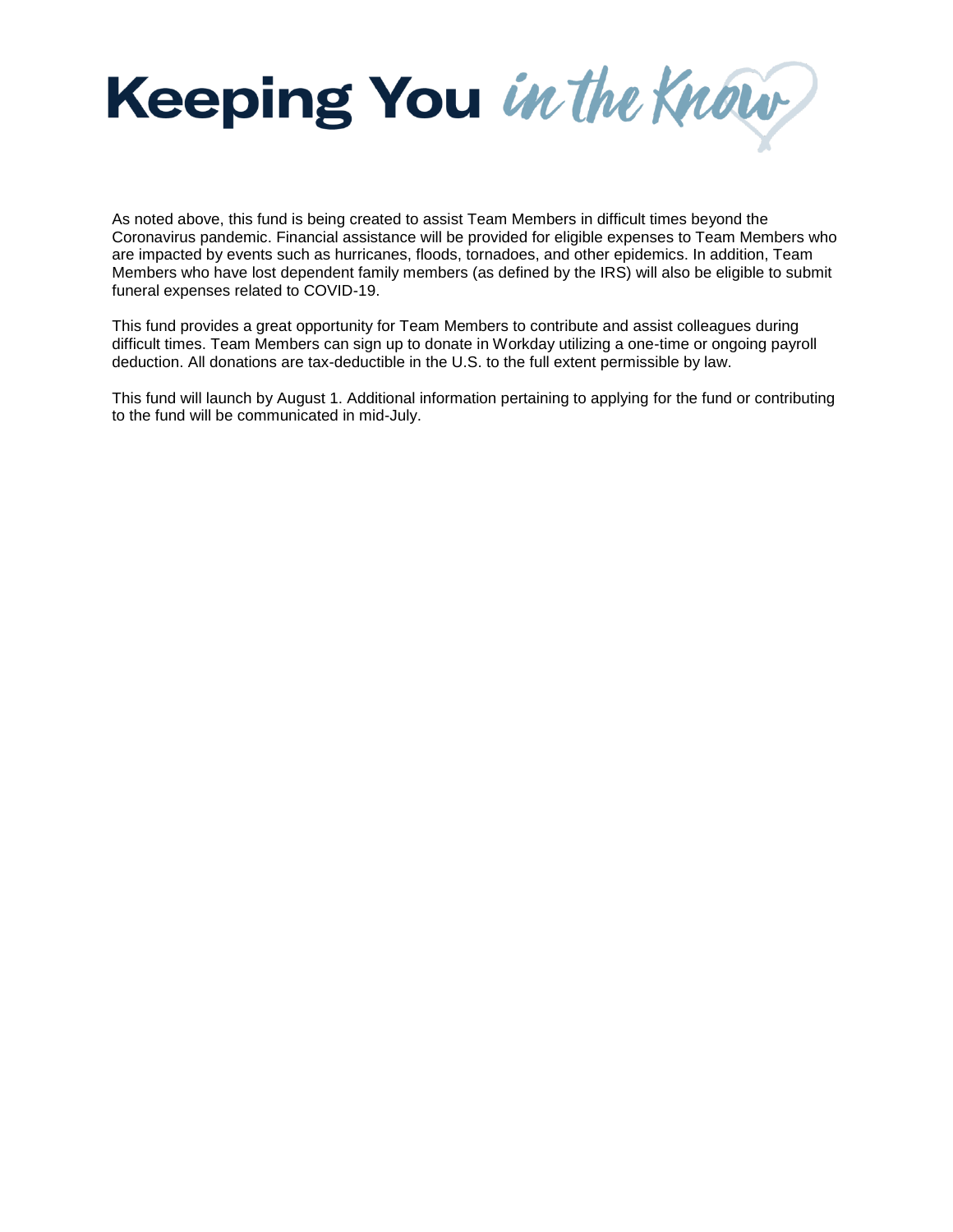# Keeping You *in the Know*

As noted above, this fund is being created to assist Team Members in difficult times beyond the Coronavirus pandemic. Financial assistance will be provided for eligible expenses to Team Members who are impacted by events such as hurricanes, floods, tornadoes, and other epidemics. In addition, Team Members who have lost dependent family members (as defined by the IRS) will also be eligible to submit funeral expenses related to COVID-19.

This fund provides a great opportunity for Team Members to contribute and assist colleagues during difficult times. Team Members can sign up to donate in Workday utilizing a one-time or ongoing payroll deduction. All donations are tax-deductible in the U.S. to the full extent permissible by law.

This fund will launch by August 1. Additional information pertaining to applying for the fund or contributing to the fund will be communicated in mid-July.